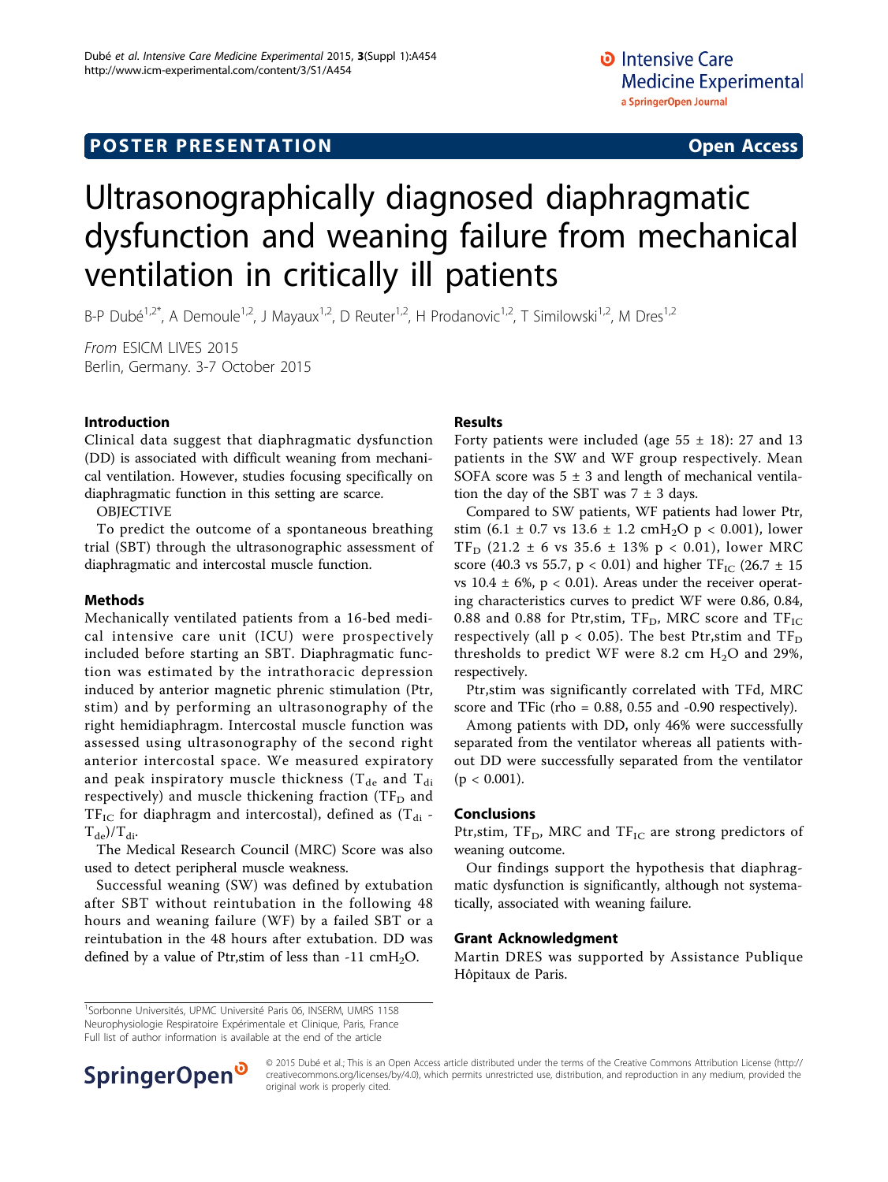POSTER PRESENTATION

Open Access

# Ultrasonographically diagnosed diaphragmatic dysfunction and weaning failure from mechanical ventilation in critically ill patients

B-P Dubé[1,2*], A Demoule[1,2], J Mayaux[1,2], D Reuter[1,2], H Prodanovic[1,2], T Similowski[1,2], M Dres[1,2]

*From* ESICM LIVES 2015
Berlin, Germany. 3-7 October 2015

## Introduction

Clinical data suggest that diaphragmatic dysfunction (DD) is associated with difficult weaning from mechanical ventilation. However, studies focusing specifically on diaphragmatic function in this setting are scarce.

OBJECTIVE

To predict the outcome of a spontaneous breathing trial (SBT) through the ultrasonographic assessment of diaphragmatic and intercostal muscle function.

## Methods

Mechanically ventilated patients from a 16-bed medical intensive care unit (ICU) were prospectively included before starting an SBT. Diaphragmatic function was estimated by the intrathoracic depression induced by anterior magnetic phrenic stimulation (Ptr, stim) and by performing an ultrasonography of the right hemidiaphragm. Intercostal muscle function was assessed using ultrasonography of the second right anterior intercostal space. We measured expiratory and peak inspiratory muscle thickness ($T_{de}$ and $T_{di}$ respectively) and muscle thickening fraction ($TF_D$ and $TF_{IC}$ for diaphragm and intercostal), defined as ($T_{di}$ - $T_{de}$)/$T_{di}$.

The Medical Research Council (MRC) Score was also used to detect peripheral muscle weakness.

Successful weaning (SW) was defined by extubation after SBT without reintubation in the following 48 hours and weaning failure (WF) by a failed SBT or a reintubation in the 48 hours after extubation. DD was defined by a value of Ptr,stim of less than -11 $cmH_2O$.

## Results

Forty patients were included (age 55 ± 18): 27 and 13 patients in the SW and WF group respectively. Mean SOFA score was 5 ± 3 and length of mechanical ventilation the day of the SBT was 7 ± 3 days.

Compared to SW patients, WF patients had lower Ptr, stim (6.1 ± 0.7 vs 13.6 ± 1.2 $cmH_2O$ $p < 0.001$), lower $TF_D$ (21.2 ± 6 vs 35.6 ± 13% $p < 0.01$), lower MRC score (40.3 vs 55.7, $p < 0.01$) and higher $TF_{IC}$ (26.7 ± 15 vs 10.4 ± 6%, $p < 0.01$). Areas under the receiver operating characteristics curves to predict WF were 0.86, 0.84, 0.88 and 0.88 for Ptr,stim, $TF_D$, MRC score and $TF_{IC}$ respectively (all $p < 0.05$). The best Ptr,stim and $TF_D$ thresholds to predict WF were 8.2 cm $H_2O$ and 29%, respectively.

Ptr,stim was significantly correlated with TFd, MRC score and TFic (rho = 0.88, 0.55 and -0.90 respectively).

Among patients with DD, only 46% were successfully separated from the ventilator whereas all patients without DD were successfully separated from the ventilator ($p < 0.001$).

## Conclusions

Ptr,stim, $TF_D$, MRC and $TF_{IC}$ are strong predictors of weaning outcome.

Our findings support the hypothesis that diaphragmatic dysfunction is significantly, although not systematically, associated with weaning failure.

## Grant Acknowledgment

Martin DRES was supported by Assistance Publique Hôpitaux de Paris.

[1]Sorbonne Universités, UPMC Université Paris 06, INSERM, UMRS 1158 Neurophysiologie Respiratoire Expérimentale et Clinique, Paris, France
Full list of author information is available at the end of the article

© 2015 Dubé et al.; This is an Open Access article distributed under the terms of the Creative Commons Attribution License (http://creativecommons.org/licenses/by/4.0), which permits unrestricted use, distribution, and reproduction in any medium, provided the original work is properly cited.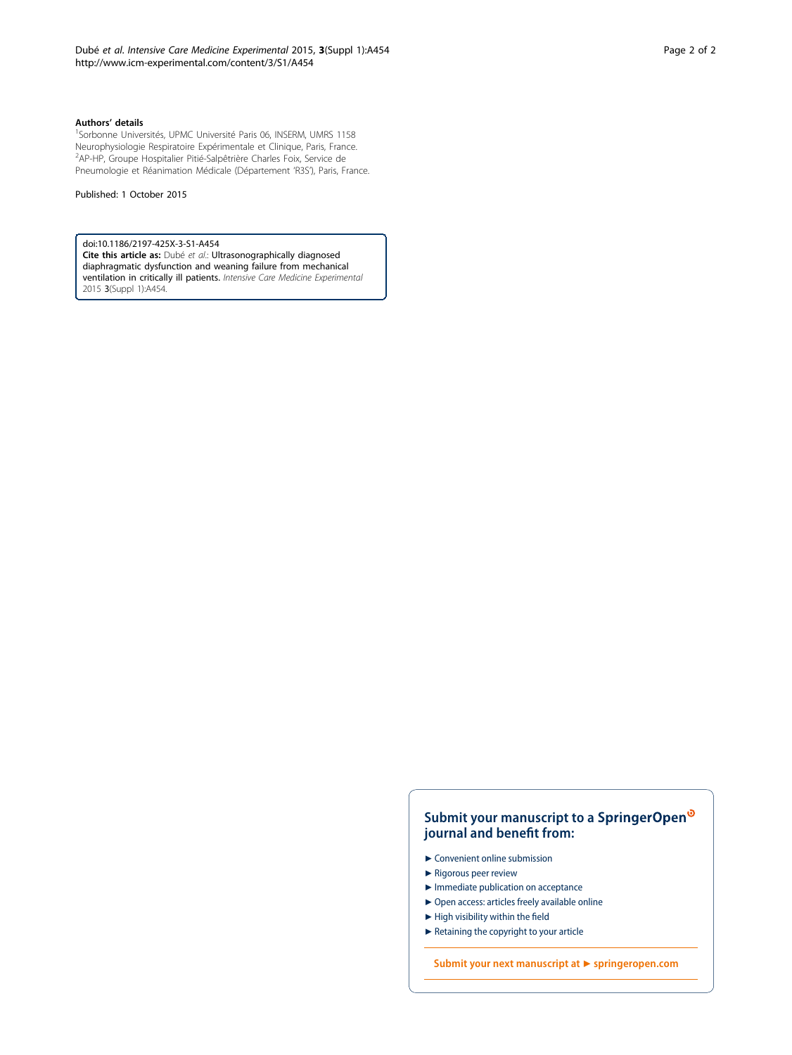#### Authors' details

[1]Sorbonne Universités, UPMC Université Paris 06, INSERM, UMRS 1158 Neurophysiologie Respiratoire Expérimentale et Clinique, Paris, France. [2]AP-HP, Groupe Hospitalier Pitié-Salpêtrière Charles Foix, Service de Pneumologie et Réanimation Médicale (Département 'R3S'), Paris, France.

Published: 1 October 2015

doi:10.1186/2197-425X-3-S1-A454
**Cite this article as:** Dubé *et al.*: Ultrasonographically diagnosed diaphragmatic dysfunction and weaning failure from mechanical ventilation in critically ill patients. *Intensive Care Medicine Experimental* 2015 **3**(Suppl 1):A454.

**Submit your manuscript to a SpringerOpen journal and benefit from:**

- ► Convenient online submission
- ► Rigorous peer review
- ► Immediate publication on acceptance
- ► Open access: articles freely available online
- ► High visibility within the field
- ► Retaining the copyright to your article

**Submit your next manuscript at ► springeropen.com**